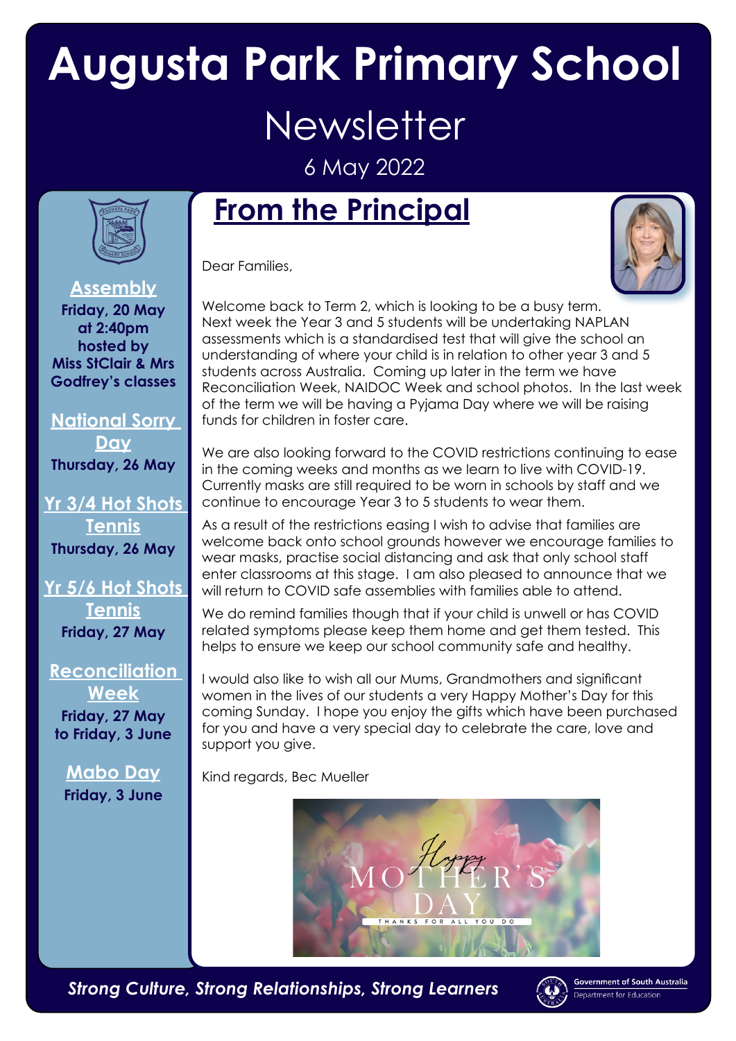# Augusta Park Primary School

## Newsletter

6 May 2022

**Assembly**
**Friday, 20 May at 2:40pm hosted by Miss StClair & Mrs Godfrey's classes**

**National Sorry Day**
**Thursday, 26 May**

**Yr 3/4 Hot Shots Tennis**
**Thursday, 26 May**

**Yr 5/6 Hot Shots Tennis**
**Friday, 27 May**

**Reconciliation Week**
**Friday, 27 May to Friday, 3 June**

**Mabo Day**
**Friday, 3 June**

## From the Principal

Dear Families,

Welcome back to Term 2, which is looking to be a busy term. Next week the Year 3 and 5 students will be undertaking NAPLAN assessments which is a standardised test that will give the school an understanding of where your child is in relation to other year 3 and 5 students across Australia. Coming up later in the term we have Reconciliation Week, NAIDOC Week and school photos. In the last week of the term we will be having a Pyjama Day where we will be raising funds for children in foster care.

We are also looking forward to the COVID restrictions continuing to ease in the coming weeks and months as we learn to live with COVID-19. Currently masks are still required to be worn in schools by staff and we continue to encourage Year 3 to 5 students to wear them.

As a result of the restrictions easing I wish to advise that families are welcome back onto school grounds however we encourage families to wear masks, practise social distancing and ask that only school staff enter classrooms at this stage. I am also pleased to announce that we will return to COVID safe assemblies with families able to attend.

We do remind families though that if your child is unwell or has COVID related symptoms please keep them home and get them tested. This helps to ensure we keep our school community safe and healthy.

I would also like to wish all our Mums, Grandmothers and significant women in the lives of our students a very Happy Mother's Day for this coming Sunday. I hope you enjoy the gifts which have been purchased for you and have a very special day to celebrate the care, love and support you give.

Kind regards, Bec Mueller

Happy MOTHER'S DAY
THANKS FOR ALL YOU DO

*Strong Culture, Strong Relationships, Strong Learners*

Government of South Australia
Department for Education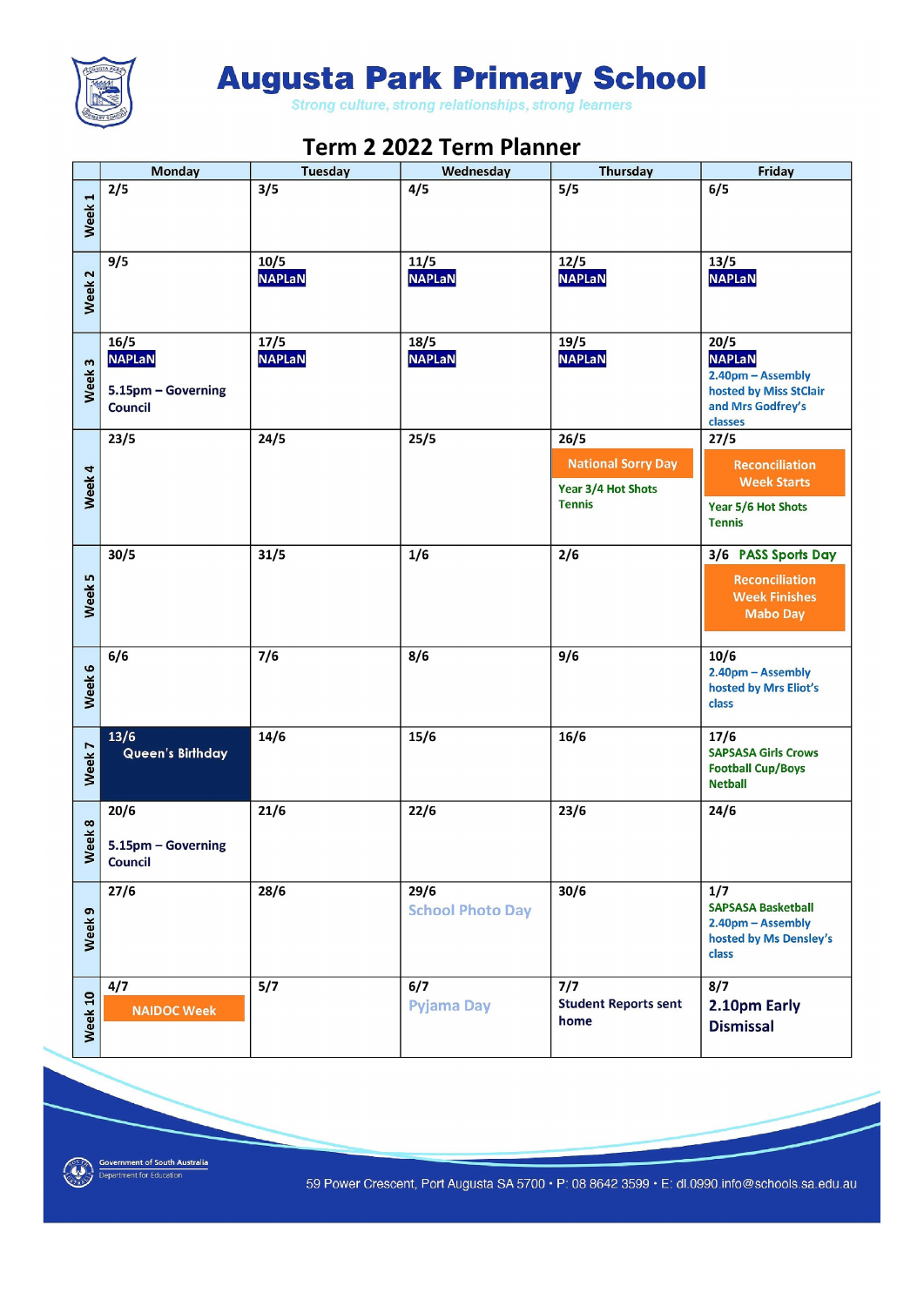# Augusta Park Primary School

*Strong culture, strong relationships, strong learners*

## Term 2 2022 Term Planner

| | Monday | Tuesday | Wednesday | Thursday | Friday |
|---|---|---|---|---|---|
| Week 1 | 2/5 | 3/5 | 4/5 | 5/5 | 6/5 |
| Week 2 | 9/5 | 10/5 NAPLaN | 11/5 NAPLaN | 12/5 NAPLaN | 13/5 NAPLaN |
| Week 3 | 16/5 NAPLaN<br>5.15pm – Governing Council | 17/5 NAPLaN | 18/5 NAPLaN | 19/5 NAPLaN | 20/5 NAPLaN<br>2.40pm – Assembly hosted by Miss StClair and Mrs Godfrey's classes |
| Week 4 | 23/5 | 24/5 | 25/5 | 26/5 National Sorry Day<br>Year 3/4 Hot Shots Tennis | 27/5 Reconciliation Week Starts<br>Year 5/6 Hot Shots Tennis |
| Week 5 | 30/5 | 31/5 | 1/6 | 2/6 | 3/6 PASS Sports Day<br>Reconciliation Week Finishes<br>Mabo Day |
| Week 6 | 6/6 | 7/6 | 8/6 | 9/6 | 10/6<br>2.40pm – Assembly hosted by Mrs Eliot's class |
| Week 7 | 13/6 Queen's Birthday | 14/6 | 15/6 | 16/6 | 17/6<br>SAPSASA Girls Crows Football Cup/Boys Netball |
| Week 8 | 20/6<br>5.15pm – Governing Council | 21/6 | 22/6 | 23/6 | 24/6 |
| Week 9 | 27/6 | 28/6 | 29/6 School Photo Day | 30/6 | 1/7<br>SAPSASA Basketball<br>2.40pm – Assembly hosted by Ms Densley's class |
| Week 10 | 4/7 NAIDOC Week | 5/7 | 6/7 Pyjama Day | 7/7 Student Reports sent home | 8/7 2.10pm Early Dismissal |

Government of South Australia
Department for Education

59 Power Crescent, Port Augusta SA 5700 • P: 08 8642 3599 • E: dl.0990.info@schools.sa.edu.au